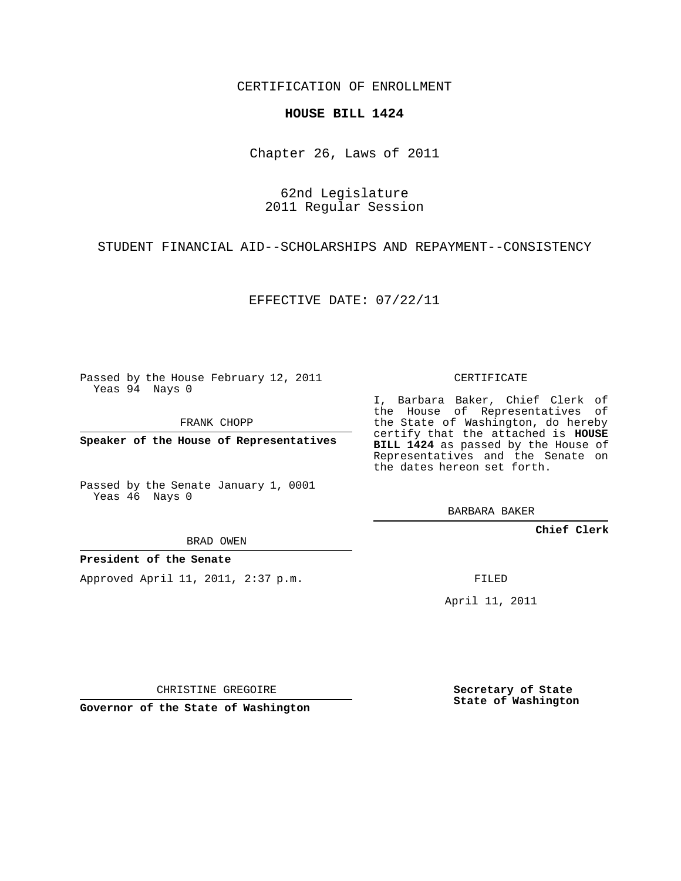CERTIFICATION OF ENROLLMENT

**HOUSE BILL 1424**

Chapter 26, Laws of 2011

62nd Legislature
2011 Regular Session

STUDENT FINANCIAL AID--SCHOLARSHIPS AND REPAYMENT--CONSISTENCY

EFFECTIVE DATE: 07/22/11

Passed by the House February 12, 2011
Yeas 94 Nays 0

FRANK CHOPP

**Speaker of the House of Representatives**

Passed by the Senate January 1, 0001
Yeas 46 Nays 0

BRAD OWEN

**President of the Senate**

Approved April 11, 2011, 2:37 p.m.

CHRISTINE GREGOIRE

**Governor of the State of Washington**

CERTIFICATE

I, Barbara Baker, Chief Clerk of the House of Representatives of the State of Washington, do hereby certify that the attached is **HOUSE BILL 1424** as passed by the House of Representatives and the Senate on the dates hereon set forth.

BARBARA BAKER

**Chief Clerk**

FILED

April 11, 2011

**Secretary of State**
**State of Washington**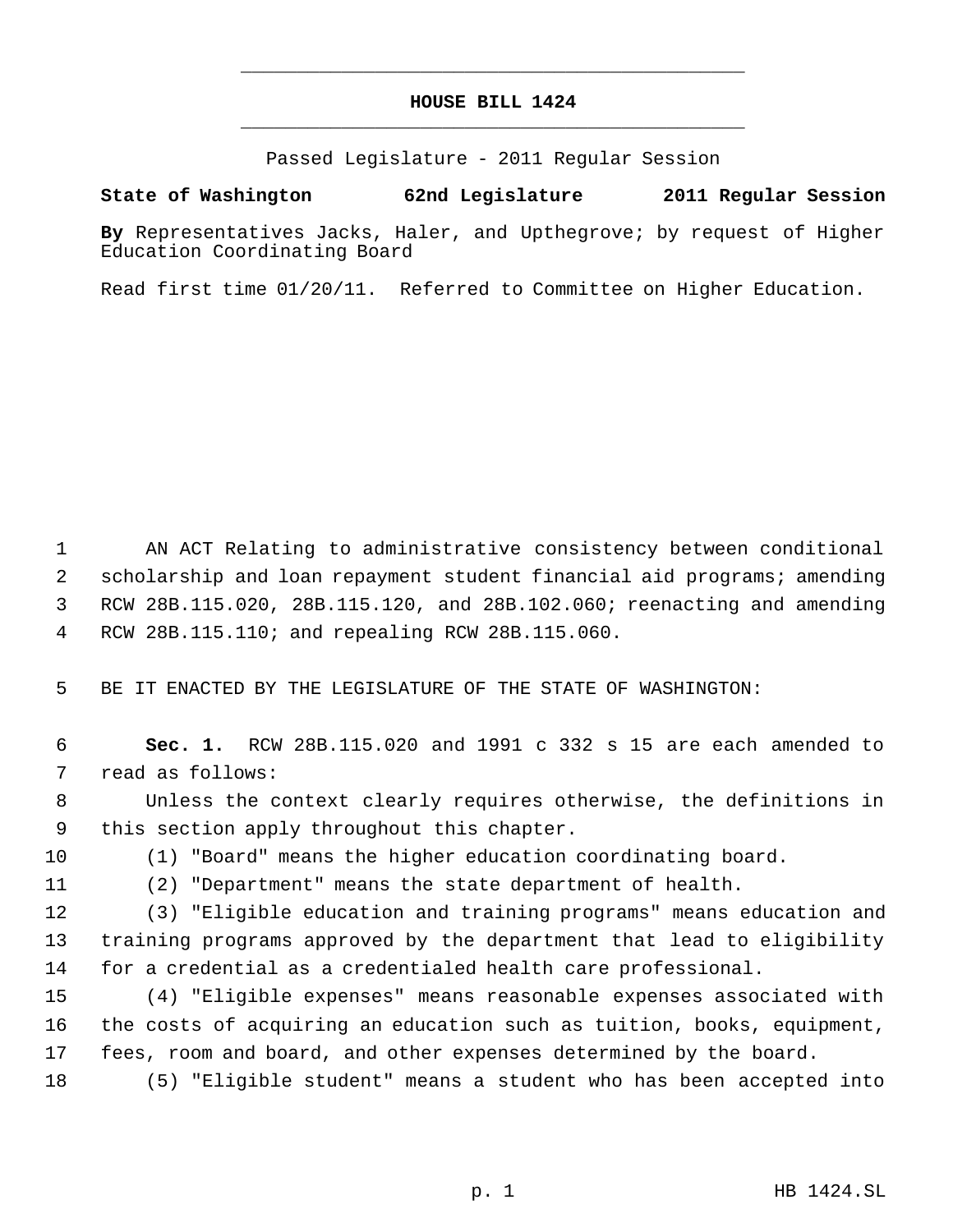# HOUSE BILL 1424

Passed Legislature - 2011 Regular Session

**State of Washington 62nd Legislature 2011 Regular Session**

**By** Representatives Jacks, Haler, and Upthegrove; by request of Higher Education Coordinating Board

Read first time 01/20/11. Referred to Committee on Higher Education.

AN ACT Relating to administrative consistency between conditional scholarship and loan repayment student financial aid programs; amending RCW 28B.115.020, 28B.115.120, and 28B.102.060; reenacting and amending RCW 28B.115.110; and repealing RCW 28B.115.060.

BE IT ENACTED BY THE LEGISLATURE OF THE STATE OF WASHINGTON:

**Sec. 1.** RCW 28B.115.020 and 1991 c 332 s 15 are each amended to read as follows:

Unless the context clearly requires otherwise, the definitions in this section apply throughout this chapter.

(1) "Board" means the higher education coordinating board.

(2) "Department" means the state department of health.

(3) "Eligible education and training programs" means education and training programs approved by the department that lead to eligibility for a credential as a credentialed health care professional.

(4) "Eligible expenses" means reasonable expenses associated with the costs of acquiring an education such as tuition, books, equipment, fees, room and board, and other expenses determined by the board.

(5) "Eligible student" means a student who has been accepted into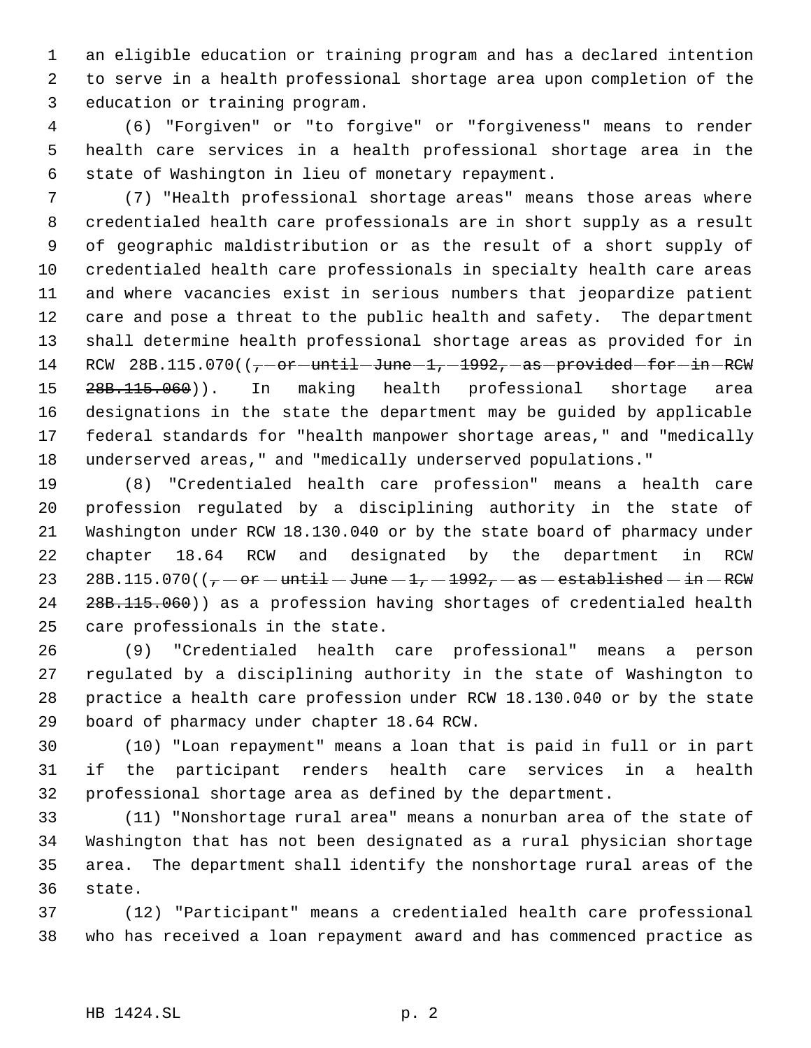an eligible education or training program and has a declared intention to serve in a health professional shortage area upon completion of the education or training program.

(6) "Forgiven" or "to forgive" or "forgiveness" means to render health care services in a health professional shortage area in the state of Washington in lieu of monetary repayment.

(7) "Health professional shortage areas" means those areas where credentialed health care professionals are in short supply as a result of geographic maldistribution or as the result of a short supply of credentialed health care professionals in specialty health care areas and where vacancies exist in serious numbers that jeopardize patient care and pose a threat to the public health and safety. The department shall determine health professional shortage areas as provided for in RCW 28B.115.070((~~, or until June 1, 1992, as provided for in RCW 28B.115.060~~)). In making health professional shortage area designations in the state the department may be guided by applicable federal standards for "health manpower shortage areas," and "medically underserved areas," and "medically underserved populations."

(8) "Credentialed health care profession" means a health care profession regulated by a disciplining authority in the state of Washington under RCW 18.130.040 or by the state board of pharmacy under chapter 18.64 RCW and designated by the department in RCW 28B.115.070((~~, or until June 1, 1992, as established in RCW 28B.115.060~~)) as a profession having shortages of credentialed health care professionals in the state.

(9) "Credentialed health care professional" means a person regulated by a disciplining authority in the state of Washington to practice a health care profession under RCW 18.130.040 or by the state board of pharmacy under chapter 18.64 RCW.

(10) "Loan repayment" means a loan that is paid in full or in part if the participant renders health care services in a health professional shortage area as defined by the department.

(11) "Nonshortage rural area" means a nonurban area of the state of Washington that has not been designated as a rural physician shortage area. The department shall identify the nonshortage rural areas of the state.

(12) "Participant" means a credentialed health care professional who has received a loan repayment award and has commenced practice as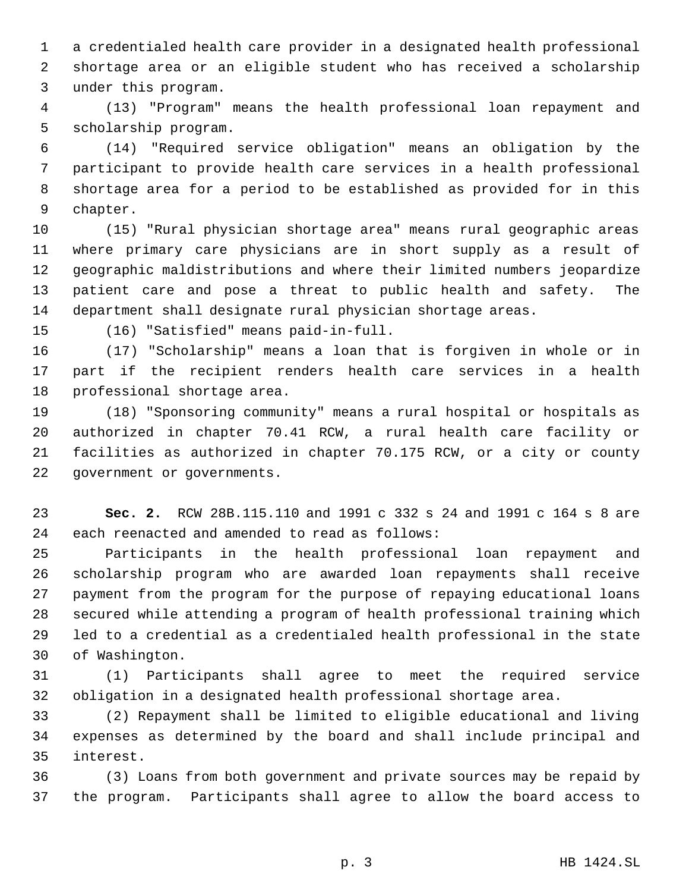a credentialed health care provider in a designated health professional shortage area or an eligible student who has received a scholarship under this program.

(13) "Program" means the health professional loan repayment and scholarship program.

(14) "Required service obligation" means an obligation by the participant to provide health care services in a health professional shortage area for a period to be established as provided for in this chapter.

(15) "Rural physician shortage area" means rural geographic areas where primary care physicians are in short supply as a result of geographic maldistributions and where their limited numbers jeopardize patient care and pose a threat to public health and safety. The department shall designate rural physician shortage areas.

(16) "Satisfied" means paid-in-full.

(17) "Scholarship" means a loan that is forgiven in whole or in part if the recipient renders health care services in a health professional shortage area.

(18) "Sponsoring community" means a rural hospital or hospitals as authorized in chapter 70.41 RCW, a rural health care facility or facilities as authorized in chapter 70.175 RCW, or a city or county government or governments.

**Sec. 2.** RCW 28B.115.110 and 1991 c 332 s 24 and 1991 c 164 s 8 are each reenacted and amended to read as follows:

Participants in the health professional loan repayment and scholarship program who are awarded loan repayments shall receive payment from the program for the purpose of repaying educational loans secured while attending a program of health professional training which led to a credential as a credentialed health professional in the state of Washington.

(1) Participants shall agree to meet the required service obligation in a designated health professional shortage area.

(2) Repayment shall be limited to eligible educational and living expenses as determined by the board and shall include principal and interest.

(3) Loans from both government and private sources may be repaid by the program. Participants shall agree to allow the board access to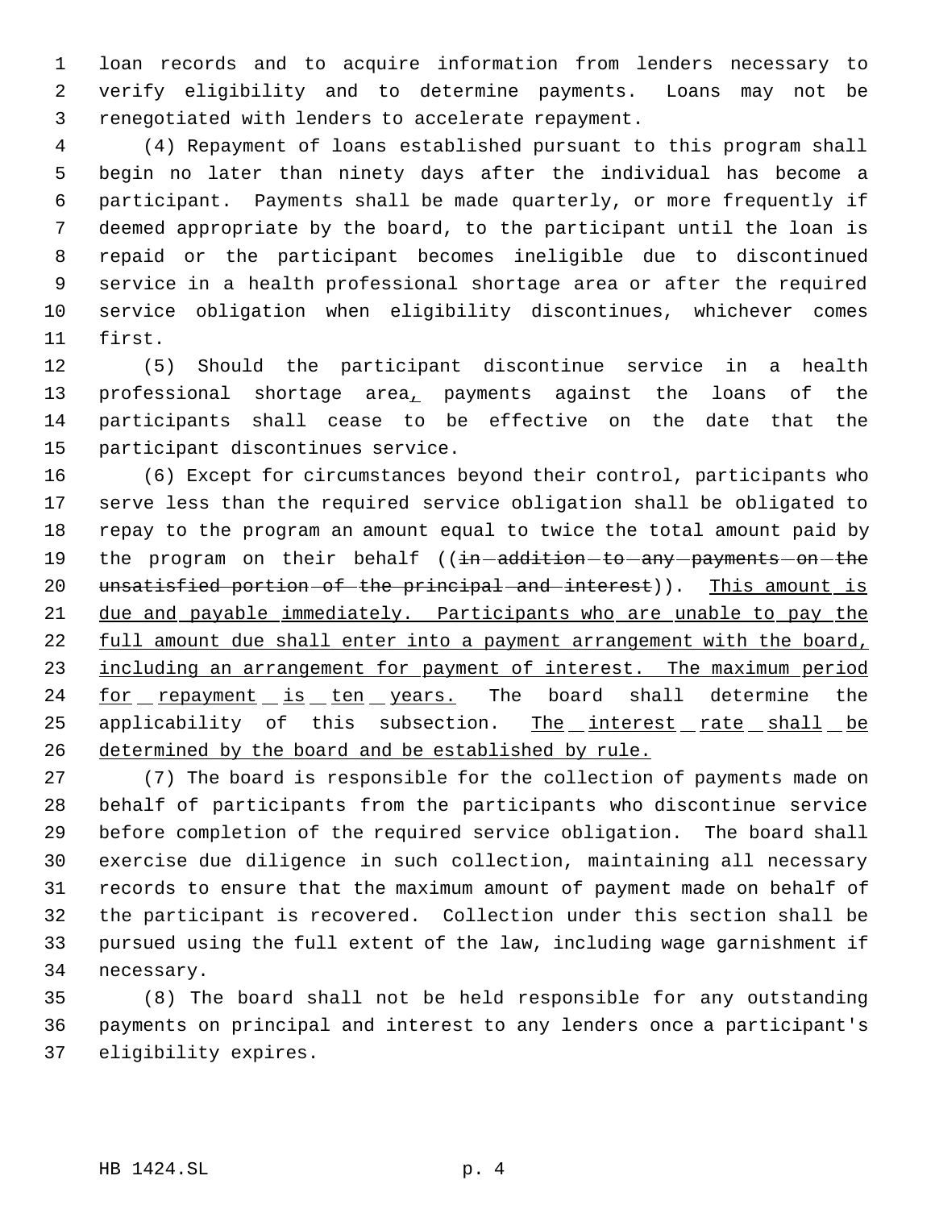loan records and to acquire information from lenders necessary to verify eligibility and to determine payments. Loans may not be renegotiated with lenders to accelerate repayment.

(4) Repayment of loans established pursuant to this program shall begin no later than ninety days after the individual has become a participant. Payments shall be made quarterly, or more frequently if deemed appropriate by the board, to the participant until the loan is repaid or the participant becomes ineligible due to discontinued service in a health professional shortage area or after the required service obligation when eligibility discontinues, whichever comes first.

(5) Should the participant discontinue service in a health professional shortage area, payments against the loans of the participants shall cease to be effective on the date that the participant discontinues service.

(6) Except for circumstances beyond their control, participants who serve less than the required service obligation shall be obligated to repay to the program an amount equal to twice the total amount paid by the program on their behalf ((~~in addition to any payments on the unsatisfied portion of the principal and interest~~)). This amount is due and payable immediately. Participants who are unable to pay the full amount due shall enter into a payment arrangement with the board, including an arrangement for payment of interest. The maximum period for repayment is ten years. The board shall determine the applicability of this subsection. The interest rate shall be determined by the board and be established by rule.

(7) The board is responsible for the collection of payments made on behalf of participants from the participants who discontinue service before completion of the required service obligation. The board shall exercise due diligence in such collection, maintaining all necessary records to ensure that the maximum amount of payment made on behalf of the participant is recovered. Collection under this section shall be pursued using the full extent of the law, including wage garnishment if necessary.

(8) The board shall not be held responsible for any outstanding payments on principal and interest to any lenders once a participant's eligibility expires.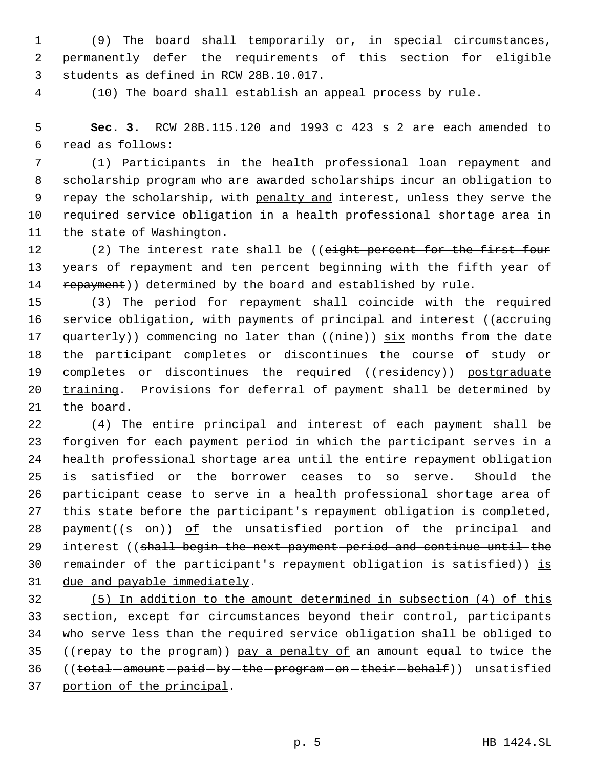(9) The board shall temporarily or, in special circumstances, permanently defer the requirements of this section for eligible students as defined in RCW 28B.10.017.

<u>(10) The board shall establish an appeal process by rule.</u>

**Sec. 3.** RCW 28B.115.120 and 1993 c 423 s 2 are each amended to read as follows:

(1) Participants in the health professional loan repayment and scholarship program who are awarded scholarships incur an obligation to repay the scholarship, with <u>penalty and</u> interest, unless they serve the required service obligation in a health professional shortage area in the state of Washington.

(2) The interest rate shall be ((~~eight percent for the first four years of repayment and ten percent beginning with the fifth year of repayment~~)) <u>determined by the board and established by rule</u>.

(3) The period for repayment shall coincide with the required service obligation, with payments of principal and interest ((~~accruing quarterly~~)) commencing no later than ((~~nine~~)) <u>six</u> months from the date the participant completes or discontinues the course of study or completes or discontinues the required ((~~residency~~)) <u>postgraduate training</u>. Provisions for deferral of payment shall be determined by the board.

(4) The entire principal and interest of each payment shall be forgiven for each payment period in which the participant serves in a health professional shortage area until the entire repayment obligation is satisfied or the borrower ceases to so serve. Should the participant cease to serve in a health professional shortage area of this state before the participant's repayment obligation is completed, payment((~~s on~~)) <u>of</u> the unsatisfied portion of the principal and interest ((~~shall begin the next payment period and continue until the remainder of the participant's repayment obligation is satisfied~~)) <u>is due and payable immediately</u>.

<u>(5) In addition to the amount determined in subsection (4) of this section, e</u>xcept for circumstances beyond their control, participants who serve less than the required service obligation shall be obliged to ((~~repay to the program~~)) <u>pay a penalty of</u> an amount equal to twice the ((~~total amount paid by the program on their behalf~~)) <u>unsatisfied portion of the principal</u>.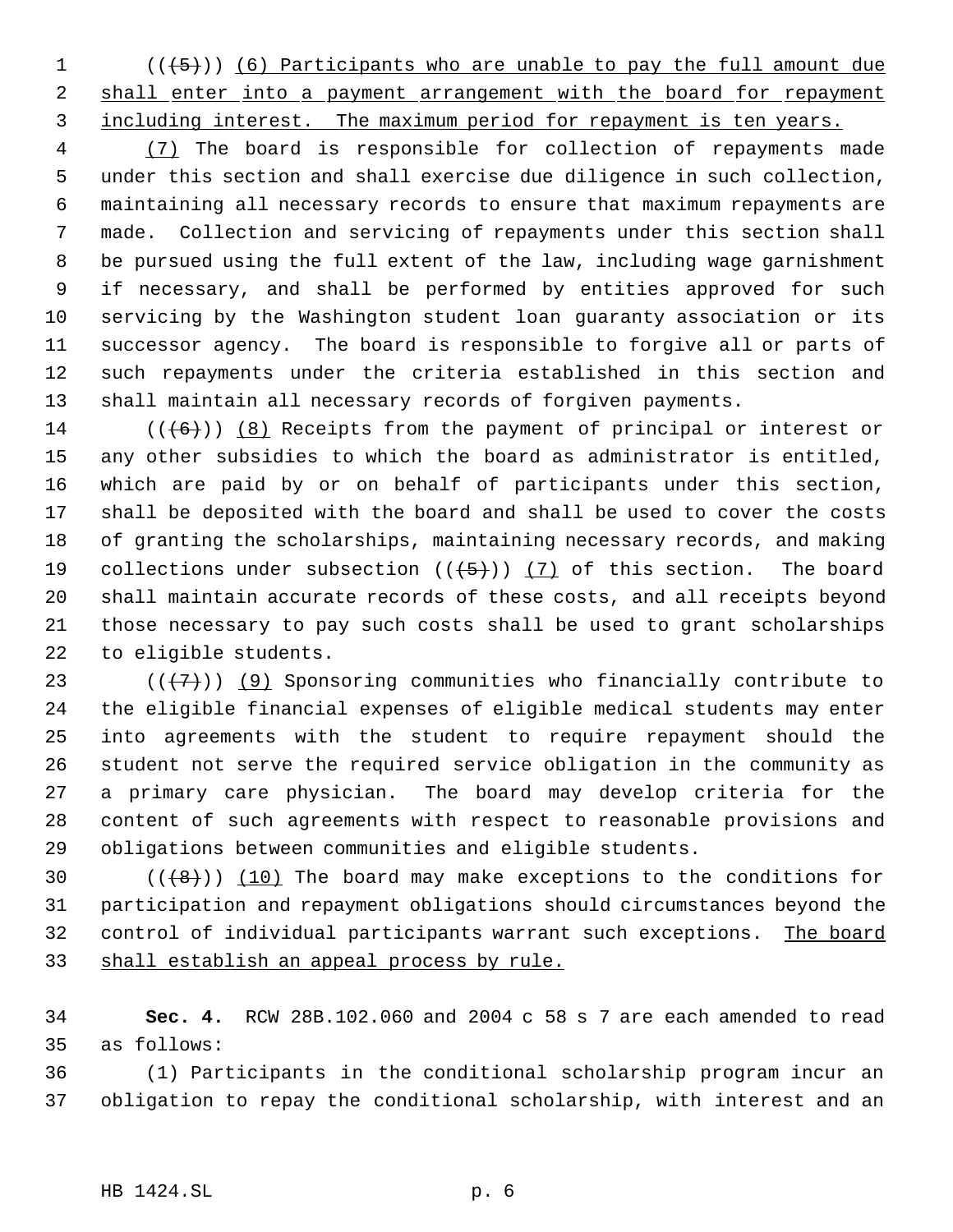((~~(5)~~)) <u>(6) Participants who are unable to pay the full amount due shall enter into a payment arrangement with the board for repayment including interest. The maximum period for repayment is ten years.</u>

<u>(7)</u> The board is responsible for collection of repayments made under this section and shall exercise due diligence in such collection, maintaining all necessary records to ensure that maximum repayments are made. Collection and servicing of repayments under this section shall be pursued using the full extent of the law, including wage garnishment if necessary, and shall be performed by entities approved for such servicing by the Washington student loan guaranty association or its successor agency. The board is responsible to forgive all or parts of such repayments under the criteria established in this section and shall maintain all necessary records of forgiven payments.

((~~(6)~~)) <u>(8)</u> Receipts from the payment of principal or interest or any other subsidies to which the board as administrator is entitled, which are paid by or on behalf of participants under this section, shall be deposited with the board and shall be used to cover the costs of granting the scholarships, maintaining necessary records, and making collections under subsection ((~~(5)~~)) <u>(7)</u> of this section. The board shall maintain accurate records of these costs, and all receipts beyond those necessary to pay such costs shall be used to grant scholarships to eligible students.

((~~(7)~~)) <u>(9)</u> Sponsoring communities who financially contribute to the eligible financial expenses of eligible medical students may enter into agreements with the student to require repayment should the student not serve the required service obligation in the community as a primary care physician. The board may develop criteria for the content of such agreements with respect to reasonable provisions and obligations between communities and eligible students.

((~~(8)~~)) <u>(10)</u> The board may make exceptions to the conditions for participation and repayment obligations should circumstances beyond the control of individual participants warrant such exceptions. <u>The board shall establish an appeal process by rule.</u>

**Sec. 4.** RCW 28B.102.060 and 2004 c 58 s 7 are each amended to read as follows:

(1) Participants in the conditional scholarship program incur an obligation to repay the conditional scholarship, with interest and an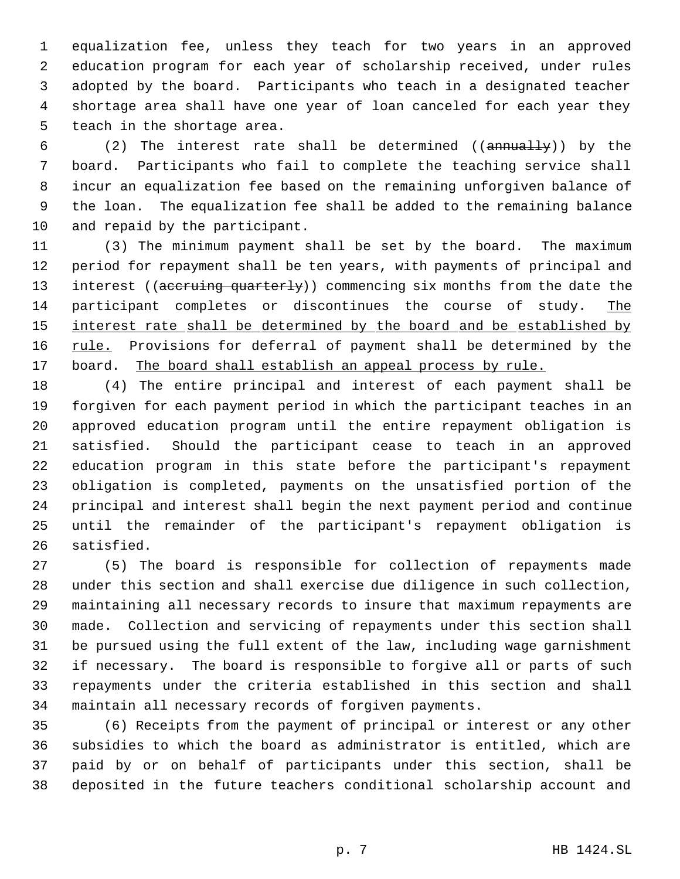equalization fee, unless they teach for two years in an approved education program for each year of scholarship received, under rules adopted by the board. Participants who teach in a designated teacher shortage area shall have one year of loan canceled for each year they teach in the shortage area.

(2) The interest rate shall be determined ((~~annually~~)) by the board. Participants who fail to complete the teaching service shall incur an equalization fee based on the remaining unforgiven balance of the loan. The equalization fee shall be added to the remaining balance and repaid by the participant.

(3) The minimum payment shall be set by the board. The maximum period for repayment shall be ten years, with payments of principal and interest ((~~accruing quarterly~~)) commencing six months from the date the participant completes or discontinues the course of study. <u>The interest rate shall be determined by the board and be established by rule.</u> Provisions for deferral of payment shall be determined by the board. <u>The board shall establish an appeal process by rule.</u>

(4) The entire principal and interest of each payment shall be forgiven for each payment period in which the participant teaches in an approved education program until the entire repayment obligation is satisfied. Should the participant cease to teach in an approved education program in this state before the participant's repayment obligation is completed, payments on the unsatisfied portion of the principal and interest shall begin the next payment period and continue until the remainder of the participant's repayment obligation is satisfied.

(5) The board is responsible for collection of repayments made under this section and shall exercise due diligence in such collection, maintaining all necessary records to insure that maximum repayments are made. Collection and servicing of repayments under this section shall be pursued using the full extent of the law, including wage garnishment if necessary. The board is responsible to forgive all or parts of such repayments under the criteria established in this section and shall maintain all necessary records of forgiven payments.

(6) Receipts from the payment of principal or interest or any other subsidies to which the board as administrator is entitled, which are paid by or on behalf of participants under this section, shall be deposited in the future teachers conditional scholarship account and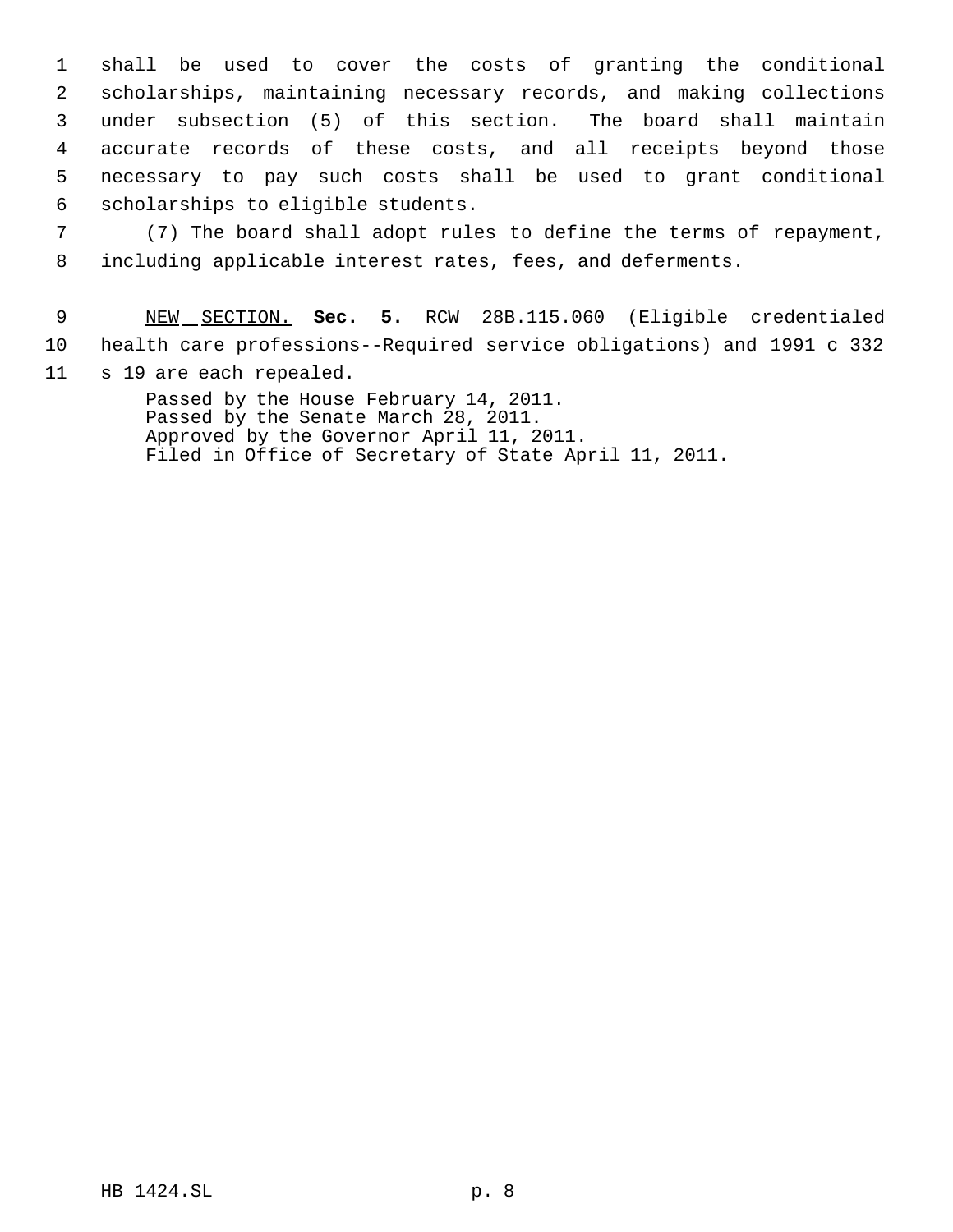shall be used to cover the costs of granting the conditional scholarships, maintaining necessary records, and making collections under subsection (5) of this section. The board shall maintain accurate records of these costs, and all receipts beyond those necessary to pay such costs shall be used to grant conditional scholarships to eligible students.

(7) The board shall adopt rules to define the terms of repayment, including applicable interest rates, fees, and deferments.

NEW SECTION. **Sec. 5.** RCW 28B.115.060 (Eligible credentialed health care professions--Required service obligations) and 1991 c 332 s 19 are each repealed.

Passed by the House February 14, 2011.
Passed by the Senate March 28, 2011.
Approved by the Governor April 11, 2011.
Filed in Office of Secretary of State April 11, 2011.